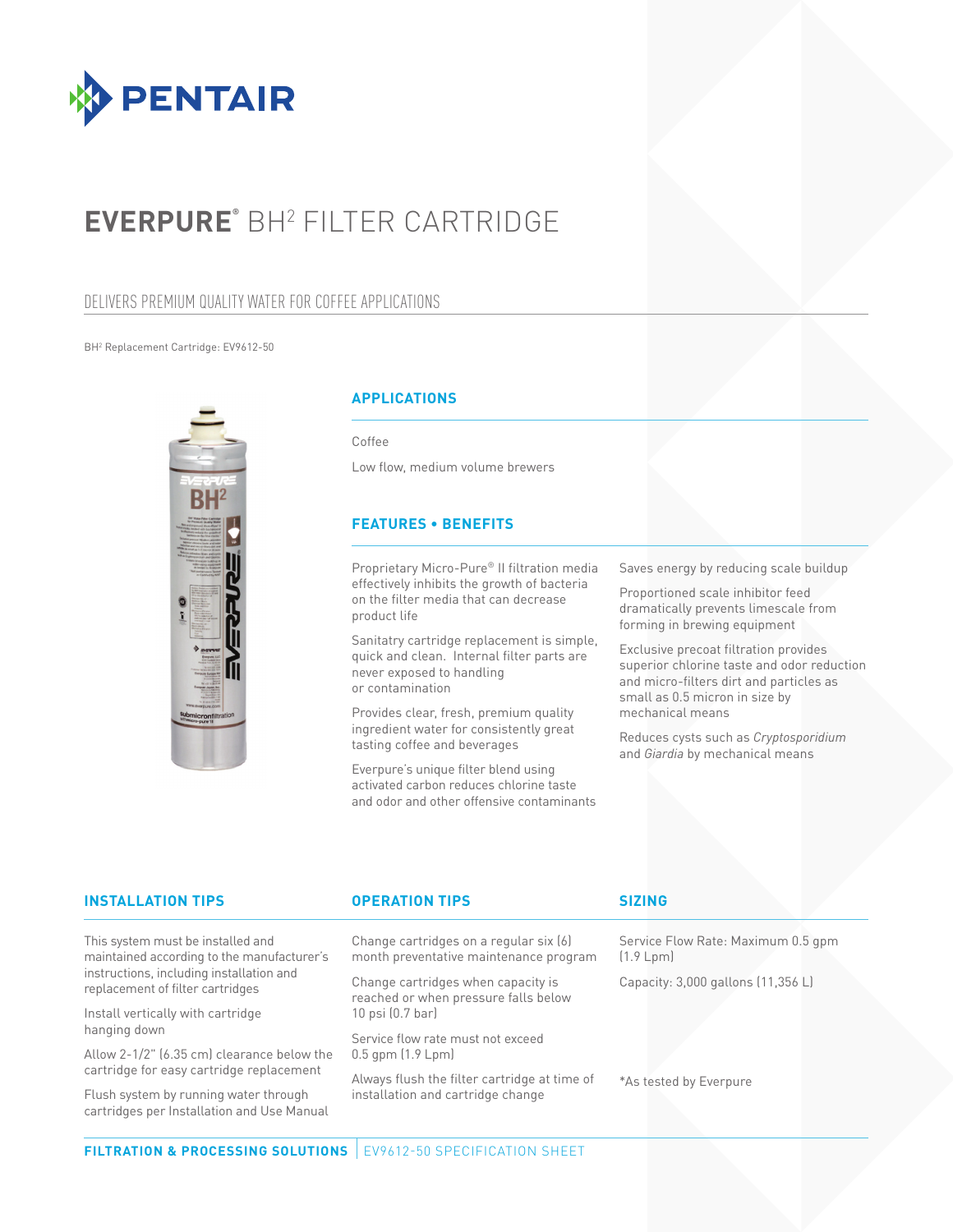# EVERPURE® BH² FILTER CARTRIDGE

## DELIVERS PREMIUM QUALITY WATER FOR COFFEE APPLICATIONS

BH² Replacement Cartridge: EV9612-50

### APPLICATIONS

Coffee

Low flow, medium volume brewers

### FEATURES • BENEFITS

Proprietary Micro-Pure® II filtration media effectively inhibits the growth of bacteria on the filter media that can decrease product life

Sanitatry cartridge replacement is simple, quick and clean. Internal filter parts are never exposed to handling or contamination

Provides clear, fresh, premium quality ingredient water for consistently great tasting coffee and beverages

Everpure's unique filter blend using activated carbon reduces chlorine taste and odor and other offensive contaminants

Saves energy by reducing scale buildup

Proportioned scale inhibitor feed dramatically prevents limescale from forming in brewing equipment

Exclusive precoat filtration provides superior chlorine taste and odor reduction and micro-filters dirt and particles as small as 0.5 micron in size by mechanical means

Reduces cysts such as *Cryptosporidium* and *Giardia* by mechanical means

### INSTALLATION TIPS

This system must be installed and maintained according to the manufacturer's instructions, including installation and replacement of filter cartridges

Install vertically with cartridge hanging down

Allow 2-1/2" (6.35 cm) clearance below the cartridge for easy cartridge replacement

Flush system by running water through cartridges per Installation and Use Manual

### OPERATION TIPS

Change cartridges on a regular six (6) month preventative maintenance program

Change cartridges when capacity is reached or when pressure falls below 10 psi (0.7 bar)

Service flow rate must not exceed 0.5 gpm (1.9 Lpm)

Always flush the filter cartridge at time of installation and cartridge change

### SIZING

Service Flow Rate: Maximum 0.5 gpm (1.9 Lpm)

Capacity: 3,000 gallons (11,356 L)

*As tested by Everpure

**FILTRATION & PROCESSING SOLUTIONS** | EV9612-50 SPECIFICATION SHEET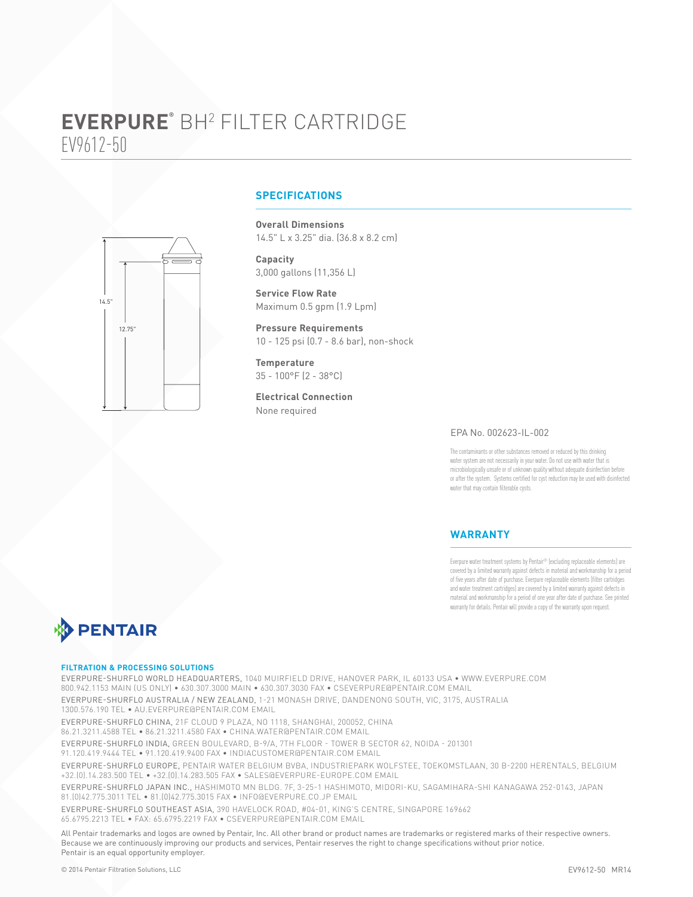# **EVERPURE**® BH² FILTER CARTRIDGE

EV9612-50

14.5"

12.75"

## SPECIFICATIONS

**Overall Dimensions**
14.5" L x 3.25" dia. (36.8 x 8.2 cm)

**Capacity**
3,000 gallons (11,356 L)

**Service Flow Rate**
Maximum 0.5 gpm (1.9 Lpm)

**Pressure Requirements**
10 - 125 psi (0.7 - 8.6 bar), non-shock

**Temperature**
35 - 100°F (2 - 38°C)

**Electrical Connection**
None required

EPA No. 002623-IL-002

The contaminants or other substances removed or reduced by this drinking water system are not necessarily in your water. Do not use with water that is microbiologically unsafe or of unknown quality without adequate disinfection before or after the system. Systems certified for cyst reduction may be used with disinfected water that may contain filterable cysts.

## WARRANTY

Everpure water treatment systems by Pentair® (excluding replaceable elements) are covered by a limited warranty against defects in material and workmanship for a period of five years after date of purchase. Everpure replaceable elements (filter cartridges and water treatment cartridges) are covered by a limited warranty against defects in material and workmanship for a period of one year after date of purchase. See printed warranty for details. Pentair will provide a copy of the warranty upon request.

PENTAIR

**FILTRATION & PROCESSING SOLUTIONS**

EVERPURE-SHURFLO WORLD HEADQUARTERS, 1040 MUIRFIELD DRIVE, HANOVER PARK, IL 60133 USA • WWW.EVERPURE.COM
800.942.1153 MAIN (US ONLY) • 630.307.3000 MAIN • 630.307.3030 FAX • CSEVERPURE@PENTAIR.COM EMAIL

EVERPURE-SHURFLO AUSTRALIA / NEW ZEALAND, 1-21 MONASH DRIVE, DANDENONG SOUTH, VIC, 3175, AUSTRALIA
1300.576.190 TEL • AU.EVERPURE@PENTAIR.COM EMAIL

EVERPURE-SHURFLO CHINA, 21F CLOUD 9 PLAZA, NO 1118, SHANGHAI, 200052, CHINA
86.21.3211.4588 TEL • 86.21.3211.4580 FAX • CHINA.WATER@PENTAIR.COM EMAIL

EVERPURE-SHURFLO INDIA, GREEN BOULEVARD, B-9/A, 7TH FLOOR - TOWER B SECTOR 62, NOIDA - 201301
91.120.419.9444 TEL • 91.120.419.9400 FAX • INDIACUSTOMER@PENTAIR.COM EMAIL

EVERPURE-SHURFLO EUROPE, PENTAIR WATER BELGIUM BVBA, INDUSTRIEPARK WOLFSTEE, TOEKOMSTLAAN, 30 B-2200 HERENTALS, BELGIUM
+32.(0).14.283.500 TEL • +32.(0).14.283.505 FAX • SALES@EVERPURE-EUROPE.COM EMAIL

EVERPURE-SHURFLO JAPAN INC., HASHIMOTO MN BLDG. 7F, 3-25-1 HASHIMOTO, MIDORI-KU, SAGAMIHARA-SHI KANAGAWA 252-0143, JAPAN
81.(0)42.775.3011 TEL • 81.(0)42.775.3015 FAX • INFO@EVERPURE.CO.JP EMAIL

EVERPURE-SHURFLO SOUTHEAST ASIA, 390 HAVELOCK ROAD, #04-01, KING'S CENTRE, SINGAPORE 169662
65.6795.2213 TEL • FAX: 65.6795.2219 FAX • CSEVERPURE@PENTAIR.COM EMAIL

All Pentair trademarks and logos are owned by Pentair, Inc. All other brand or product names are trademarks or registered marks of their respective owners. Because we are continuously improving our products and services, Pentair reserves the right to change specifications without prior notice.
Pentair is an equal opportunity employer.

© 2014 Pentair Filtration Solutions, LLC

EV9612-50 MR14